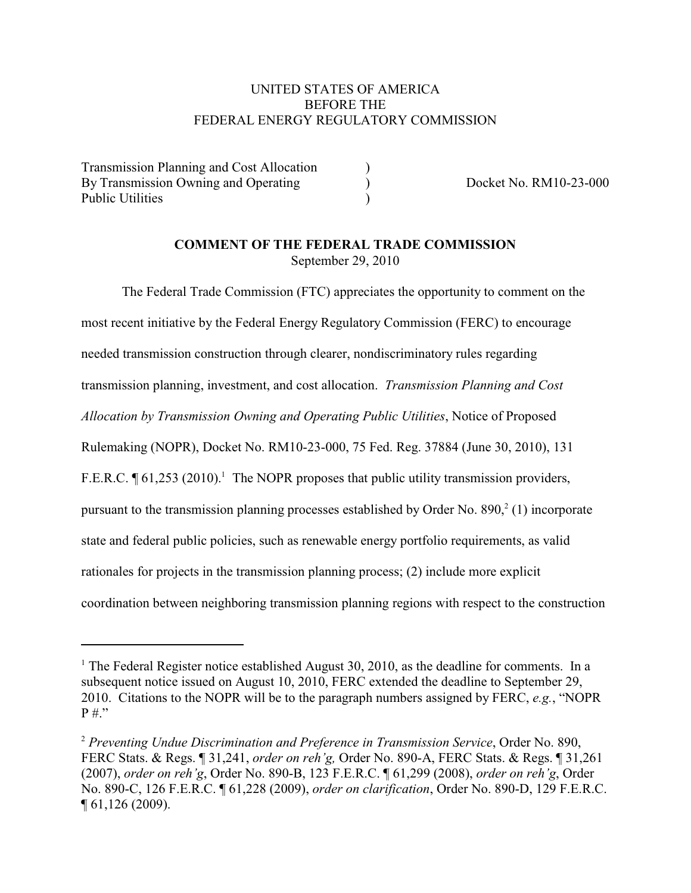UNITED STATES OF AMERICA
BEFORE THE
FEDERAL ENERGY REGULATORY COMMISSION

| | | |
|---|---|---|
| Transmission Planning and Cost Allocation By Transmission Owning and Operating Public Utilities | ) ) ) | Docket No. RM10-23-000 |

**COMMENT OF THE FEDERAL TRADE COMMISSION**
September 29, 2010

The Federal Trade Commission (FTC) appreciates the opportunity to comment on the most recent initiative by the Federal Energy Regulatory Commission (FERC) to encourage needed transmission construction through clearer, nondiscriminatory rules regarding transmission planning, investment, and cost allocation. *Transmission Planning and Cost Allocation by Transmission Owning and Operating Public Utilities*, Notice of Proposed Rulemaking (NOPR), Docket No. RM10-23-000, 75 Fed. Reg. 37884 (June 30, 2010), 131 F.E.R.C. ¶ 61,253 (2010).[1] The NOPR proposes that public utility transmission providers, pursuant to the transmission planning processes established by Order No. 890,[2] (1) incorporate state and federal public policies, such as renewable energy portfolio requirements, as valid rationales for projects in the transmission planning process; (2) include more explicit coordination between neighboring transmission planning regions with respect to the construction

---

[1] The Federal Register notice established August 30, 2010, as the deadline for comments. In a subsequent notice issued on August 10, 2010, FERC extended the deadline to September 29, 2010. Citations to the NOPR will be to the paragraph numbers assigned by FERC, *e.g.*, "NOPR P #."

[2] *Preventing Undue Discrimination and Preference in Transmission Service*, Order No. 890, FERC Stats. & Regs. ¶ 31,241, *order on reh'g,* Order No. 890-A, FERC Stats. & Regs. ¶ 31,261 (2007), *order on reh'g*, Order No. 890-B, 123 F.E.R.C. ¶ 61,299 (2008), *order on reh'g*, Order No. 890-C, 126 F.E.R.C. ¶ 61,228 (2009), *order on clarification*, Order No. 890-D, 129 F.E.R.C. ¶ 61,126 (2009).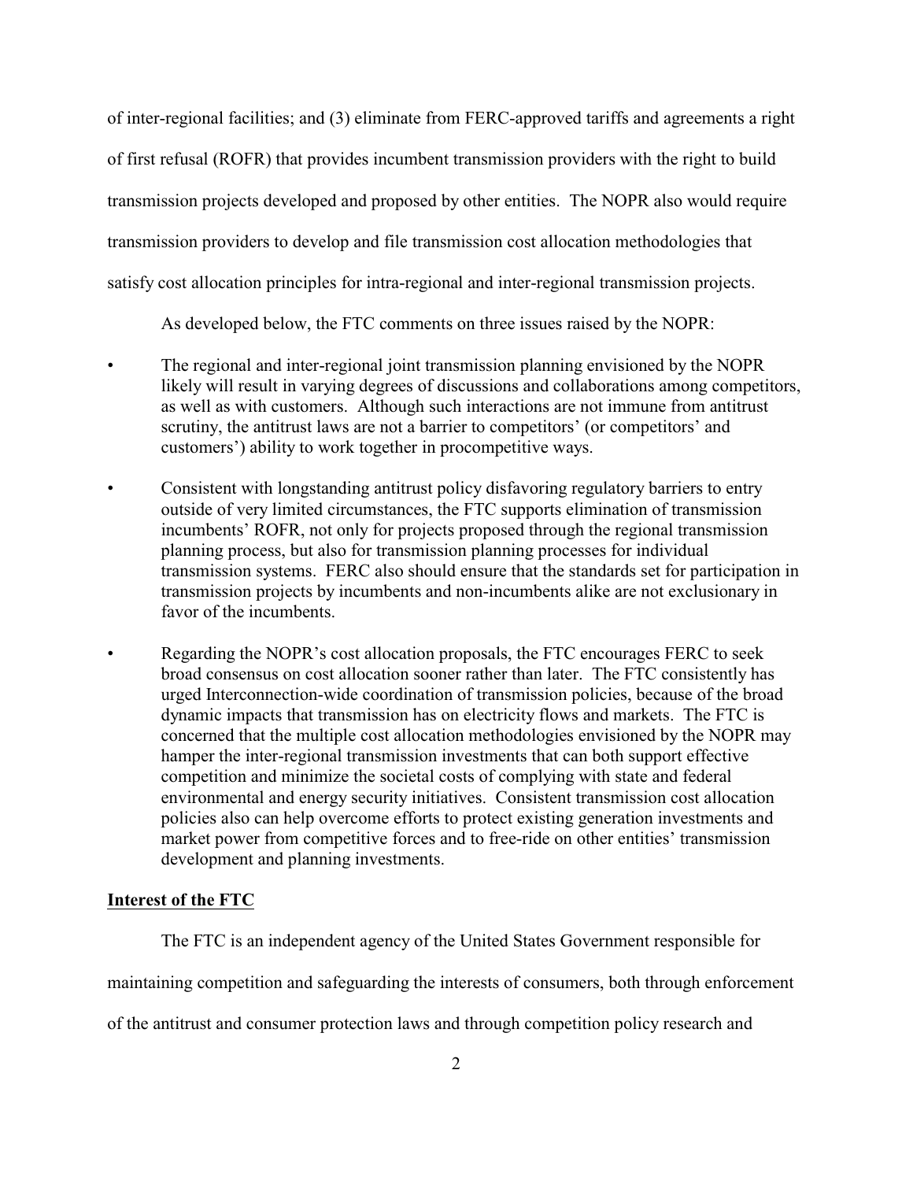of inter-regional facilities; and (3) eliminate from FERC-approved tariffs and agreements a right of first refusal (ROFR) that provides incumbent transmission providers with the right to build transmission projects developed and proposed by other entities. The NOPR also would require transmission providers to develop and file transmission cost allocation methodologies that satisfy cost allocation principles for intra-regional and inter-regional transmission projects.

As developed below, the FTC comments on three issues raised by the NOPR:

- The regional and inter-regional joint transmission planning envisioned by the NOPR likely will result in varying degrees of discussions and collaborations among competitors, as well as with customers. Although such interactions are not immune from antitrust scrutiny, the antitrust laws are not a barrier to competitors' (or competitors' and customers') ability to work together in procompetitive ways.
- Consistent with longstanding antitrust policy disfavoring regulatory barriers to entry outside of very limited circumstances, the FTC supports elimination of transmission incumbents' ROFR, not only for projects proposed through the regional transmission planning process, but also for transmission planning processes for individual transmission systems. FERC also should ensure that the standards set for participation in transmission projects by incumbents and non-incumbents alike are not exclusionary in favor of the incumbents.
- Regarding the NOPR's cost allocation proposals, the FTC encourages FERC to seek broad consensus on cost allocation sooner rather than later. The FTC consistently has urged Interconnection-wide coordination of transmission policies, because of the broad dynamic impacts that transmission has on electricity flows and markets. The FTC is concerned that the multiple cost allocation methodologies envisioned by the NOPR may hamper the inter-regional transmission investments that can both support effective competition and minimize the societal costs of complying with state and federal environmental and energy security initiatives. Consistent transmission cost allocation policies also can help overcome efforts to protect existing generation investments and market power from competitive forces and to free-ride on other entities' transmission development and planning investments.

## Interest of the FTC

The FTC is an independent agency of the United States Government responsible for maintaining competition and safeguarding the interests of consumers, both through enforcement of the antitrust and consumer protection laws and through competition policy research and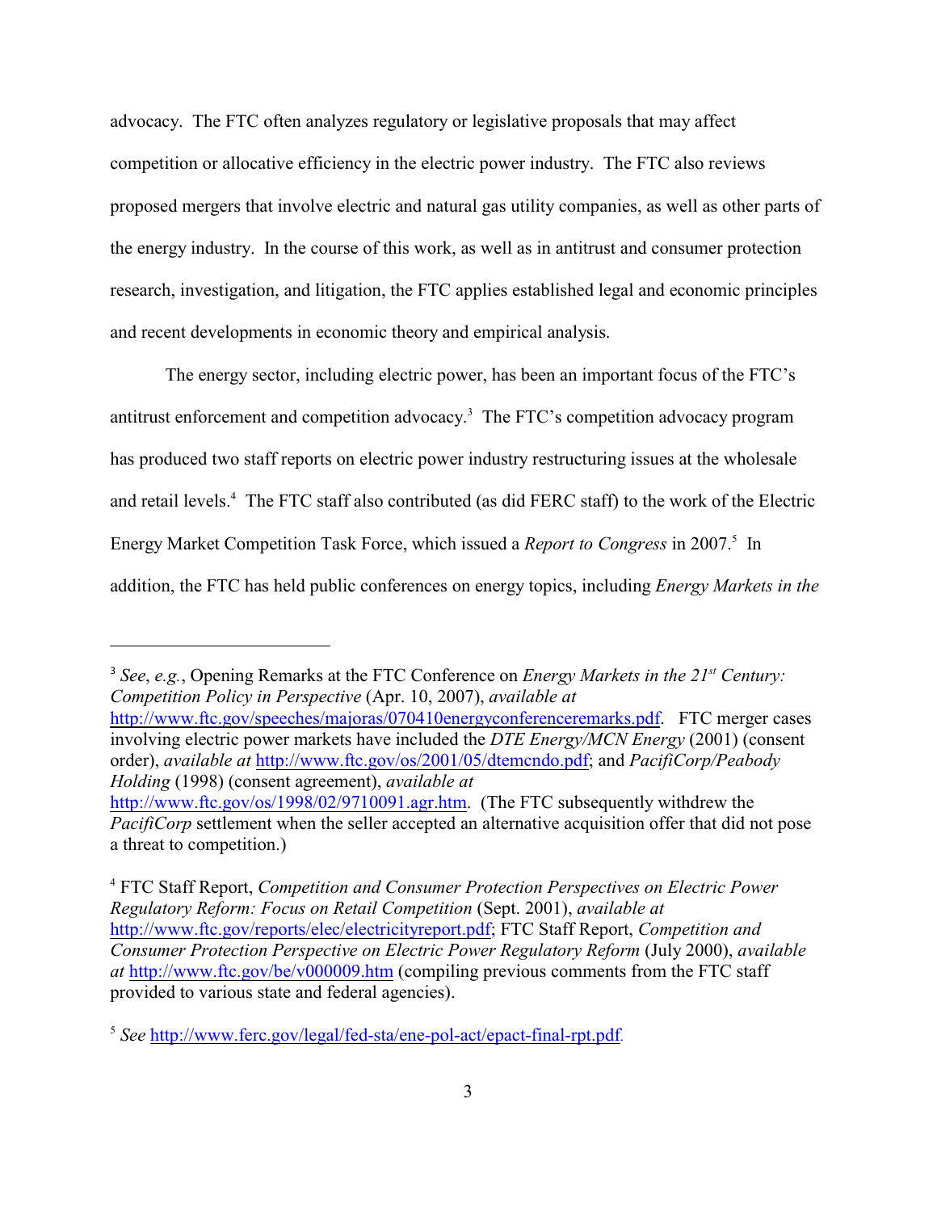advocacy. The FTC often analyzes regulatory or legislative proposals that may affect competition or allocative efficiency in the electric power industry. The FTC also reviews proposed mergers that involve electric and natural gas utility companies, as well as other parts of the energy industry. In the course of this work, as well as in antitrust and consumer protection research, investigation, and litigation, the FTC applies established legal and economic principles and recent developments in economic theory and empirical analysis.

The energy sector, including electric power, has been an important focus of the FTC's antitrust enforcement and competition advocacy.[3] The FTC's competition advocacy program has produced two staff reports on electric power industry restructuring issues at the wholesale and retail levels.[4] The FTC staff also contributed (as did FERC staff) to the work of the Electric Energy Market Competition Task Force, which issued a *Report to Congress* in 2007.[5] In addition, the FTC has held public conferences on energy topics, including *Energy Markets in the*

---

[3] *See*, *e.g.*, Opening Remarks at the FTC Conference on *Energy Markets in the 21st Century: Competition Policy in Perspective* (Apr. 10, 2007), *available at* http://www.ftc.gov/speeches/majoras/070410energyconferenceremarks.pdf. FTC merger cases involving electric power markets have included the *DTE Energy/MCN Energy* (2001) (consent order), *available at* http://www.ftc.gov/os/2001/05/dtemcndo.pdf; and *PacifiCorp/Peabody Holding* (1998) (consent agreement), *available at* http://www.ftc.gov/os/1998/02/9710091.agr.htm. (The FTC subsequently withdrew the *PacifiCorp* settlement when the seller accepted an alternative acquisition offer that did not pose a threat to competition.)

[4] FTC Staff Report, *Competition and Consumer Protection Perspectives on Electric Power Regulatory Reform: Focus on Retail Competition* (Sept. 2001), *available at* http://www.ftc.gov/reports/elec/electricityreport.pdf; FTC Staff Report, *Competition and Consumer Protection Perspective on Electric Power Regulatory Reform* (July 2000), *available at* http://www.ftc.gov/be/v000009.htm (compiling previous comments from the FTC staff provided to various state and federal agencies).

[5] *See* http://www.ferc.gov/legal/fed-sta/ene-pol-act/epact-final-rpt.pdf.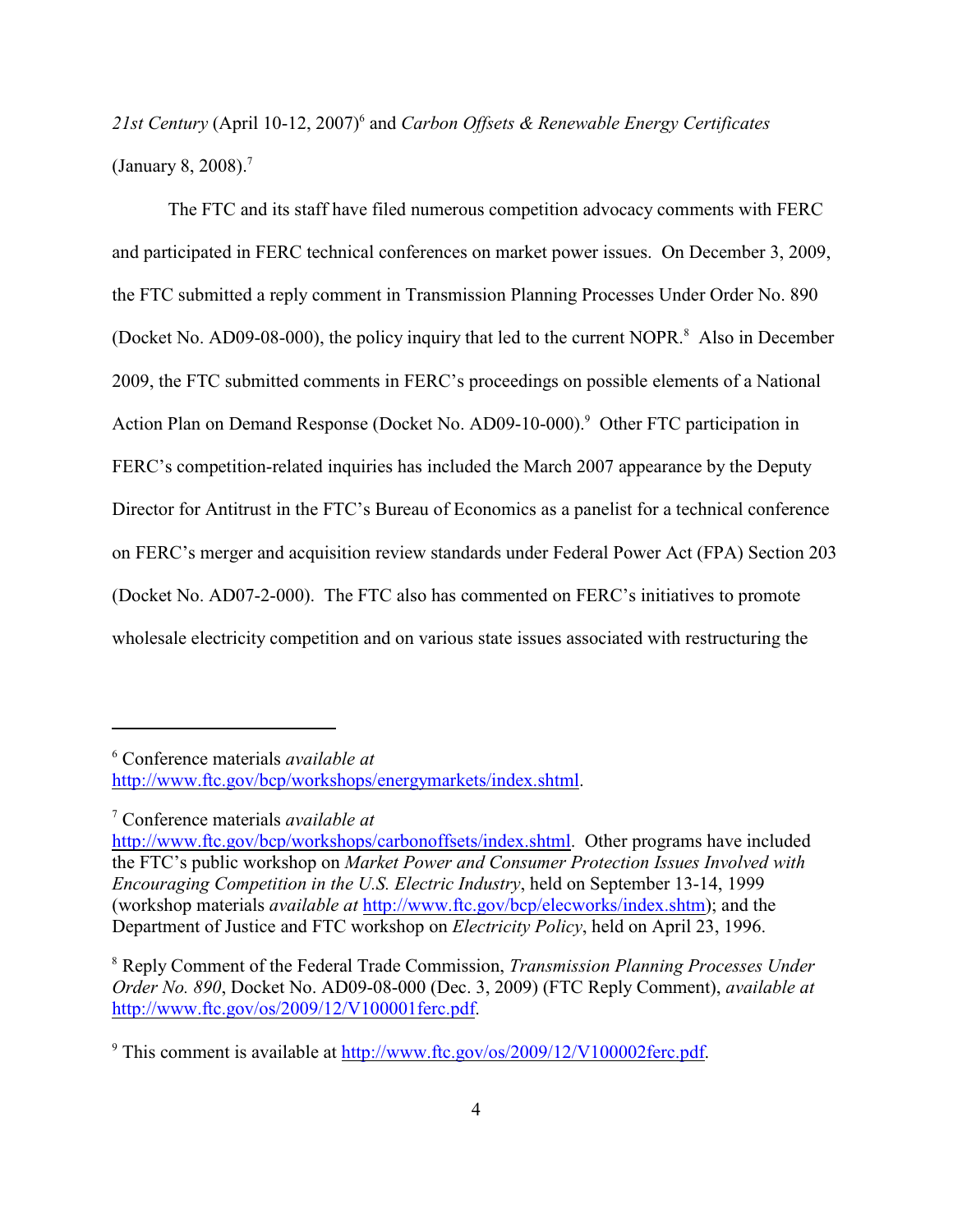*21st Century* (April 10-12, 2007)[6] and *Carbon Offsets & Renewable Energy Certificates* (January 8, 2008).[7]

The FTC and its staff have filed numerous competition advocacy comments with FERC and participated in FERC technical conferences on market power issues. On December 3, 2009, the FTC submitted a reply comment in Transmission Planning Processes Under Order No. 890 (Docket No. AD09-08-000), the policy inquiry that led to the current NOPR.[8] Also in December 2009, the FTC submitted comments in FERC's proceedings on possible elements of a National Action Plan on Demand Response (Docket No. AD09-10-000).[9] Other FTC participation in FERC's competition-related inquiries has included the March 2007 appearance by the Deputy Director for Antitrust in the FTC's Bureau of Economics as a panelist for a technical conference on FERC's merger and acquisition review standards under Federal Power Act (FPA) Section 203 (Docket No. AD07-2-000). The FTC also has commented on FERC's initiatives to promote wholesale electricity competition and on various state issues associated with restructuring the

---

[6] Conference materials *available at* http://www.ftc.gov/bcp/workshops/energymarkets/index.shtml.

[7] Conference materials *available at* http://www.ftc.gov/bcp/workshops/carbonoffsets/index.shtml. Other programs have included the FTC's public workshop on *Market Power and Consumer Protection Issues Involved with Encouraging Competition in the U.S. Electric Industry*, held on September 13-14, 1999 (workshop materials *available at* http://www.ftc.gov/bcp/elecworks/index.shtm); and the Department of Justice and FTC workshop on *Electricity Policy*, held on April 23, 1996.

[8] Reply Comment of the Federal Trade Commission, *Transmission Planning Processes Under Order No. 890*, Docket No. AD09-08-000 (Dec. 3, 2009) (FTC Reply Comment), *available at* http://www.ftc.gov/os/2009/12/V100001ferc.pdf.

[9] This comment is available at http://www.ftc.gov/os/2009/12/V100002ferc.pdf.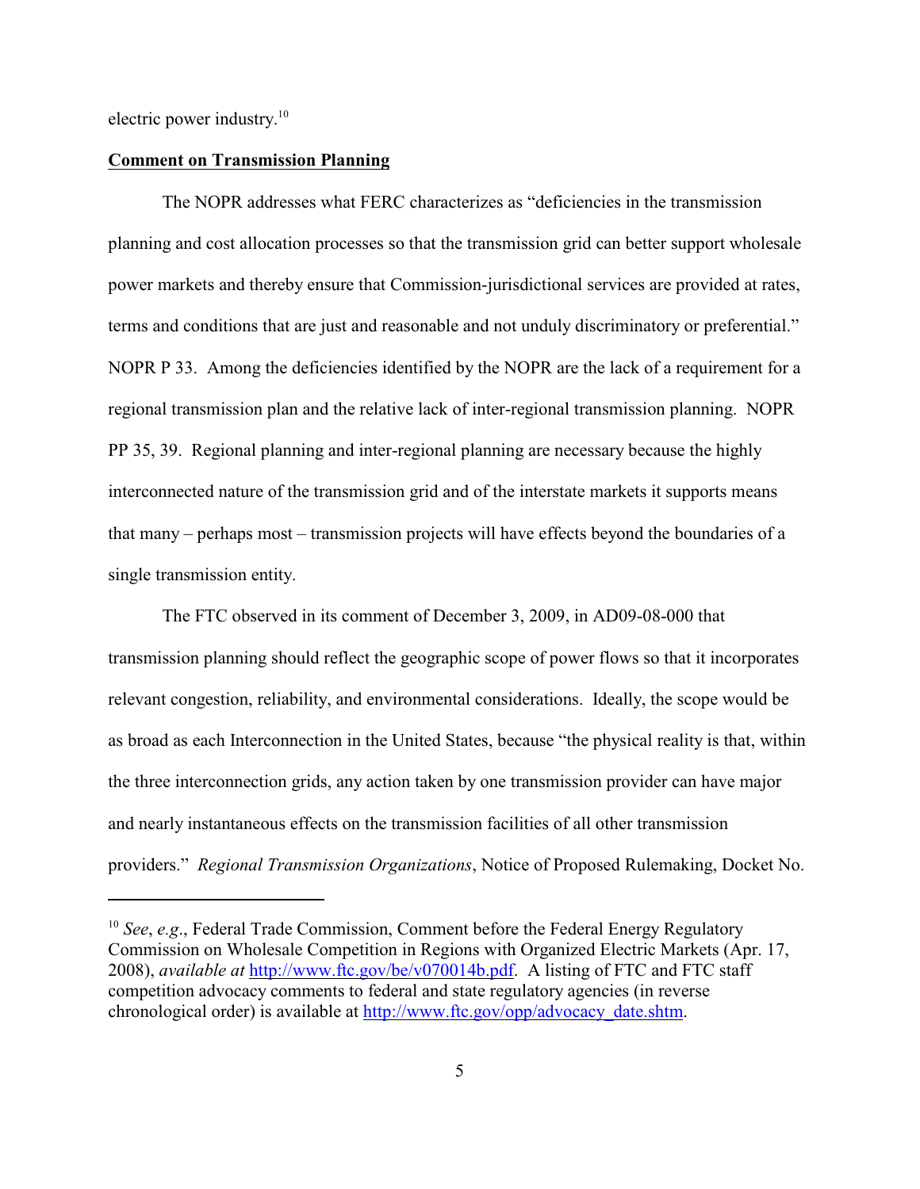electric power industry.[10]

**Comment on Transmission Planning**

The NOPR addresses what FERC characterizes as "deficiencies in the transmission planning and cost allocation processes so that the transmission grid can better support wholesale power markets and thereby ensure that Commission-jurisdictional services are provided at rates, terms and conditions that are just and reasonable and not unduly discriminatory or preferential." NOPR P 33. Among the deficiencies identified by the NOPR are the lack of a requirement for a regional transmission plan and the relative lack of inter-regional transmission planning. NOPR PP 35, 39. Regional planning and inter-regional planning are necessary because the highly interconnected nature of the transmission grid and of the interstate markets it supports means that many – perhaps most – transmission projects will have effects beyond the boundaries of a single transmission entity.

The FTC observed in its comment of December 3, 2009, in AD09-08-000 that transmission planning should reflect the geographic scope of power flows so that it incorporates relevant congestion, reliability, and environmental considerations. Ideally, the scope would be as broad as each Interconnection in the United States, because "the physical reality is that, within the three interconnection grids, any action taken by one transmission provider can have major and nearly instantaneous effects on the transmission facilities of all other transmission providers." *Regional Transmission Organizations*, Notice of Proposed Rulemaking, Docket No.

---

[10] *See*, *e.g.*, Federal Trade Commission, Comment before the Federal Energy Regulatory Commission on Wholesale Competition in Regions with Organized Electric Markets (Apr. 17, 2008), *available at* http://www.ftc.gov/be/v070014b.pdf. A listing of FTC and FTC staff competition advocacy comments to federal and state regulatory agencies (in reverse chronological order) is available at http://www.ftc.gov/opp/advocacy_date.shtm.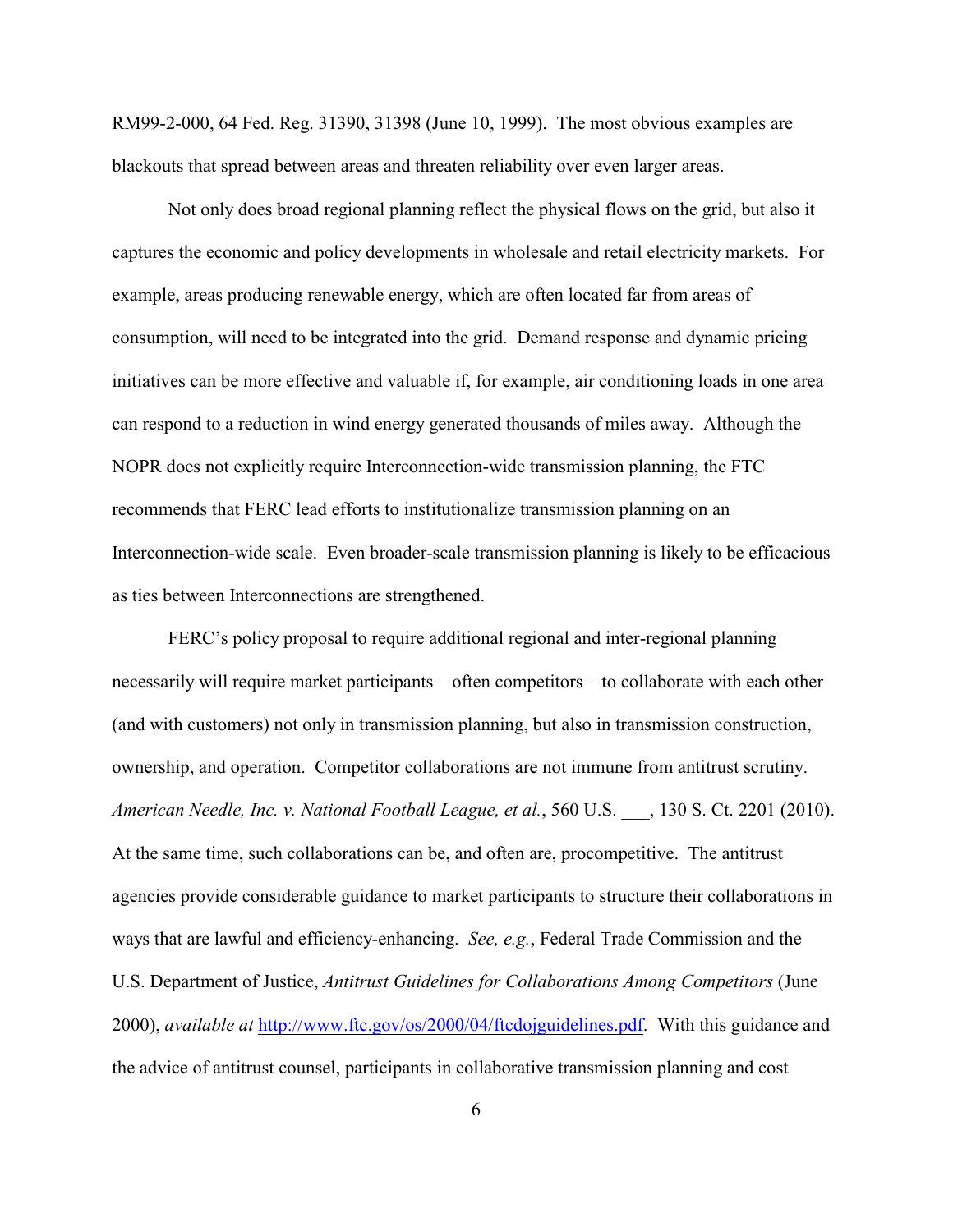RM99-2-000, 64 Fed. Reg. 31390, 31398 (June 10, 1999). The most obvious examples are blackouts that spread between areas and threaten reliability over even larger areas.

Not only does broad regional planning reflect the physical flows on the grid, but also it captures the economic and policy developments in wholesale and retail electricity markets. For example, areas producing renewable energy, which are often located far from areas of consumption, will need to be integrated into the grid. Demand response and dynamic pricing initiatives can be more effective and valuable if, for example, air conditioning loads in one area can respond to a reduction in wind energy generated thousands of miles away. Although the NOPR does not explicitly require Interconnection-wide transmission planning, the FTC recommends that FERC lead efforts to institutionalize transmission planning on an Interconnection-wide scale. Even broader-scale transmission planning is likely to be efficacious as ties between Interconnections are strengthened.

FERC's policy proposal to require additional regional and inter-regional planning necessarily will require market participants – often competitors – to collaborate with each other (and with customers) not only in transmission planning, but also in transmission construction, ownership, and operation. Competitor collaborations are not immune from antitrust scrutiny. *American Needle, Inc. v. National Football League, et al.*, 560 U.S. ___, 130 S. Ct. 2201 (2010). At the same time, such collaborations can be, and often are, procompetitive. The antitrust agencies provide considerable guidance to market participants to structure their collaborations in ways that are lawful and efficiency-enhancing. *See, e.g.*, Federal Trade Commission and the U.S. Department of Justice, *Antitrust Guidelines for Collaborations Among Competitors* (June 2000), *available at* http://www.ftc.gov/os/2000/04/ftcdojguidelines.pdf. With this guidance and the advice of antitrust counsel, participants in collaborative transmission planning and cost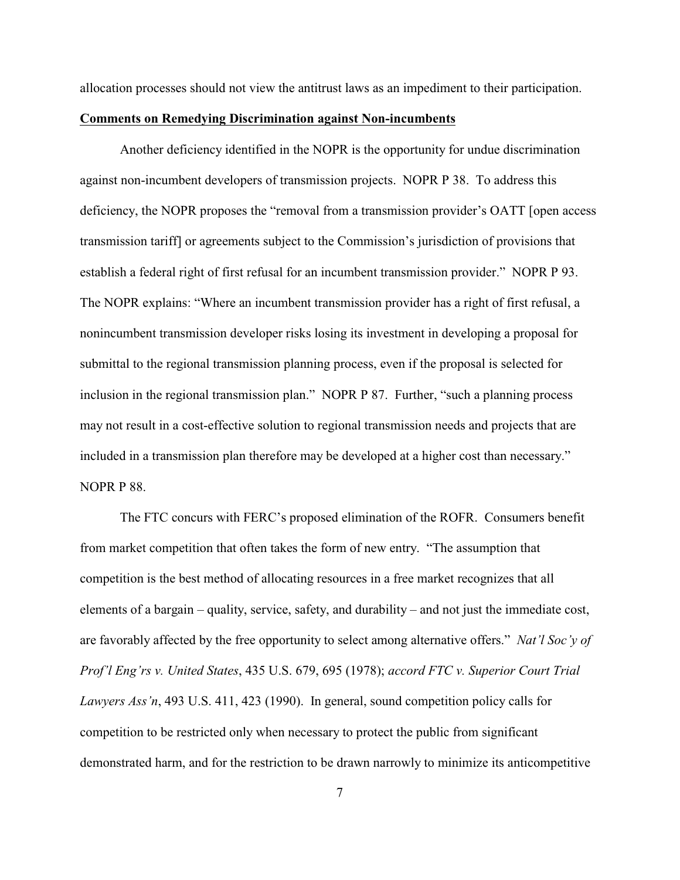allocation processes should not view the antitrust laws as an impediment to their participation.

## **Comments on Remedying Discrimination against Non-incumbents**

Another deficiency identified in the NOPR is the opportunity for undue discrimination against non-incumbent developers of transmission projects. NOPR P 38. To address this deficiency, the NOPR proposes the "removal from a transmission provider's OATT [open access transmission tariff] or agreements subject to the Commission's jurisdiction of provisions that establish a federal right of first refusal for an incumbent transmission provider." NOPR P 93. The NOPR explains: "Where an incumbent transmission provider has a right of first refusal, a nonincumbent transmission developer risks losing its investment in developing a proposal for submittal to the regional transmission planning process, even if the proposal is selected for inclusion in the regional transmission plan." NOPR P 87. Further, "such a planning process may not result in a cost-effective solution to regional transmission needs and projects that are included in a transmission plan therefore may be developed at a higher cost than necessary." NOPR P 88.

The FTC concurs with FERC's proposed elimination of the ROFR. Consumers benefit from market competition that often takes the form of new entry. "The assumption that competition is the best method of allocating resources in a free market recognizes that all elements of a bargain – quality, service, safety, and durability – and not just the immediate cost, are favorably affected by the free opportunity to select among alternative offers." *Nat'l Soc'y of Prof'l Eng'rs v. United States*, 435 U.S. 679, 695 (1978); *accord FTC v. Superior Court Trial Lawyers Ass'n*, 493 U.S. 411, 423 (1990). In general, sound competition policy calls for competition to be restricted only when necessary to protect the public from significant demonstrated harm, and for the restriction to be drawn narrowly to minimize its anticompetitive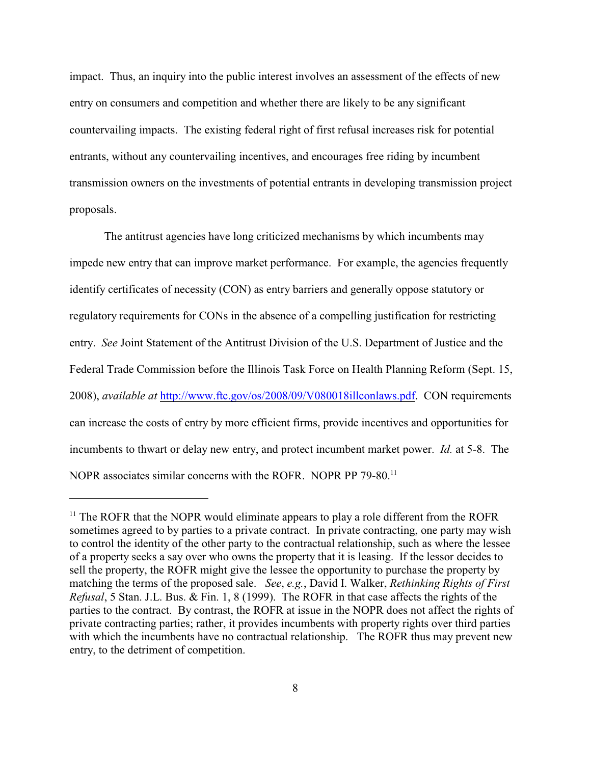impact. Thus, an inquiry into the public interest involves an assessment of the effects of new entry on consumers and competition and whether there are likely to be any significant countervailing impacts. The existing federal right of first refusal increases risk for potential entrants, without any countervailing incentives, and encourages free riding by incumbent transmission owners on the investments of potential entrants in developing transmission project proposals.

The antitrust agencies have long criticized mechanisms by which incumbents may impede new entry that can improve market performance. For example, the agencies frequently identify certificates of necessity (CON) as entry barriers and generally oppose statutory or regulatory requirements for CONs in the absence of a compelling justification for restricting entry. *See* Joint Statement of the Antitrust Division of the U.S. Department of Justice and the Federal Trade Commission before the Illinois Task Force on Health Planning Reform (Sept. 15, 2008), *available at* http://www.ftc.gov/os/2008/09/V080018illconlaws.pdf. CON requirements can increase the costs of entry by more efficient firms, provide incentives and opportunities for incumbents to thwart or delay new entry, and protect incumbent market power. *Id.* at 5-8. The NOPR associates similar concerns with the ROFR. NOPR PP 79-80.[11]

[11] The ROFR that the NOPR would eliminate appears to play a role different from the ROFR sometimes agreed to by parties to a private contract. In private contracting, one party may wish to control the identity of the other party to the contractual relationship, such as where the lessee of a property seeks a say over who owns the property that it is leasing. If the lessor decides to sell the property, the ROFR might give the lessee the opportunity to purchase the property by matching the terms of the proposed sale. *See*, *e.g.*, David I. Walker, *Rethinking Rights of First Refusal*, 5 Stan. J.L. Bus. & Fin. 1, 8 (1999). The ROFR in that case affects the rights of the parties to the contract. By contrast, the ROFR at issue in the NOPR does not affect the rights of private contracting parties; rather, it provides incumbents with property rights over third parties with which the incumbents have no contractual relationship. The ROFR thus may prevent new entry, to the detriment of competition.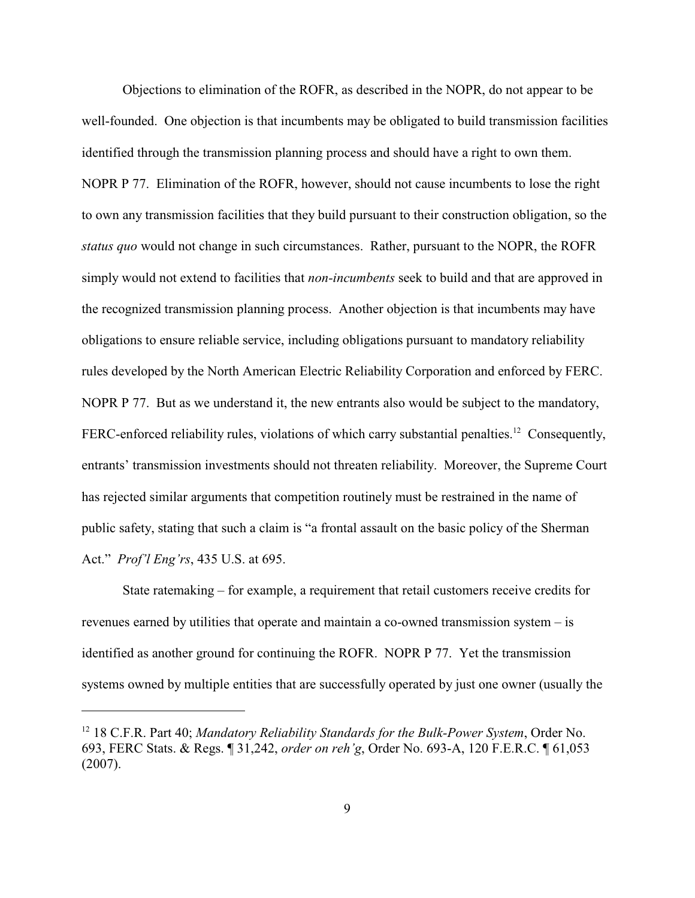Objections to elimination of the ROFR, as described in the NOPR, do not appear to be well-founded. One objection is that incumbents may be obligated to build transmission facilities identified through the transmission planning process and should have a right to own them. NOPR P 77. Elimination of the ROFR, however, should not cause incumbents to lose the right to own any transmission facilities that they build pursuant to their construction obligation, so the *status quo* would not change in such circumstances. Rather, pursuant to the NOPR, the ROFR simply would not extend to facilities that *non-incumbents* seek to build and that are approved in the recognized transmission planning process. Another objection is that incumbents may have obligations to ensure reliable service, including obligations pursuant to mandatory reliability rules developed by the North American Electric Reliability Corporation and enforced by FERC. NOPR P 77. But as we understand it, the new entrants also would be subject to the mandatory, FERC-enforced reliability rules, violations of which carry substantial penalties.[12] Consequently, entrants' transmission investments should not threaten reliability. Moreover, the Supreme Court has rejected similar arguments that competition routinely must be restrained in the name of public safety, stating that such a claim is "a frontal assault on the basic policy of the Sherman Act." *Prof'l Eng'rs*, 435 U.S. at 695.

State ratemaking – for example, a requirement that retail customers receive credits for revenues earned by utilities that operate and maintain a co-owned transmission system – is identified as another ground for continuing the ROFR. NOPR P 77. Yet the transmission systems owned by multiple entities that are successfully operated by just one owner (usually the

---

[12] 18 C.F.R. Part 40; *Mandatory Reliability Standards for the Bulk-Power System*, Order No. 693, FERC Stats. & Regs. ¶ 31,242, *order on reh'g*, Order No. 693-A, 120 F.E.R.C. ¶ 61,053 (2007).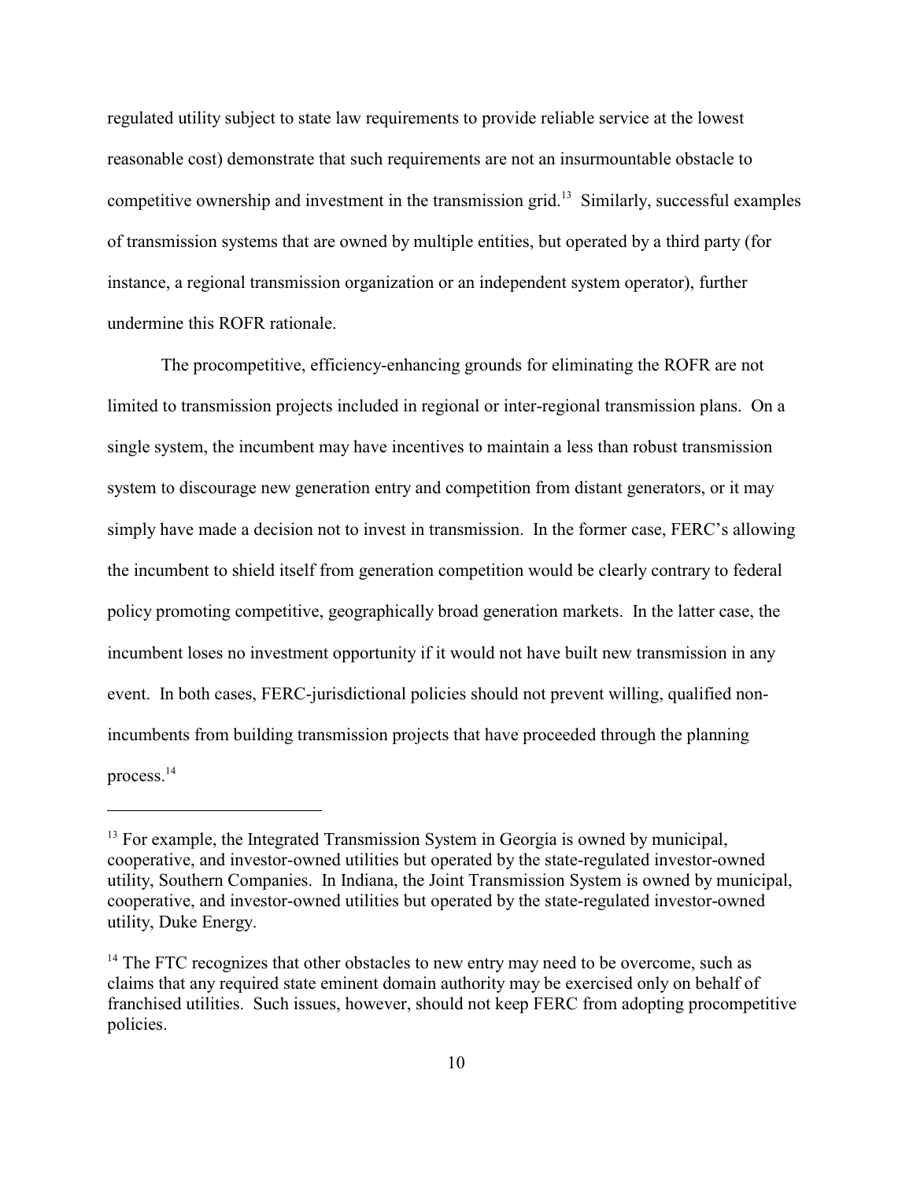regulated utility subject to state law requirements to provide reliable service at the lowest reasonable cost) demonstrate that such requirements are not an insurmountable obstacle to competitive ownership and investment in the transmission grid.[13] Similarly, successful examples of transmission systems that are owned by multiple entities, but operated by a third party (for instance, a regional transmission organization or an independent system operator), further undermine this ROFR rationale.

The procompetitive, efficiency-enhancing grounds for eliminating the ROFR are not limited to transmission projects included in regional or inter-regional transmission plans. On a single system, the incumbent may have incentives to maintain a less than robust transmission system to discourage new generation entry and competition from distant generators, or it may simply have made a decision not to invest in transmission. In the former case, FERC's allowing the incumbent to shield itself from generation competition would be clearly contrary to federal policy promoting competitive, geographically broad generation markets. In the latter case, the incumbent loses no investment opportunity if it would not have built new transmission in any event. In both cases, FERC-jurisdictional policies should not prevent willing, qualified non-incumbents from building transmission projects that have proceeded through the planning process.[14]

---

[13] For example, the Integrated Transmission System in Georgia is owned by municipal, cooperative, and investor-owned utilities but operated by the state-regulated investor-owned utility, Southern Companies. In Indiana, the Joint Transmission System is owned by municipal, cooperative, and investor-owned utilities but operated by the state-regulated investor-owned utility, Duke Energy.

[14] The FTC recognizes that other obstacles to new entry may need to be overcome, such as claims that any required state eminent domain authority may be exercised only on behalf of franchised utilities. Such issues, however, should not keep FERC from adopting procompetitive policies.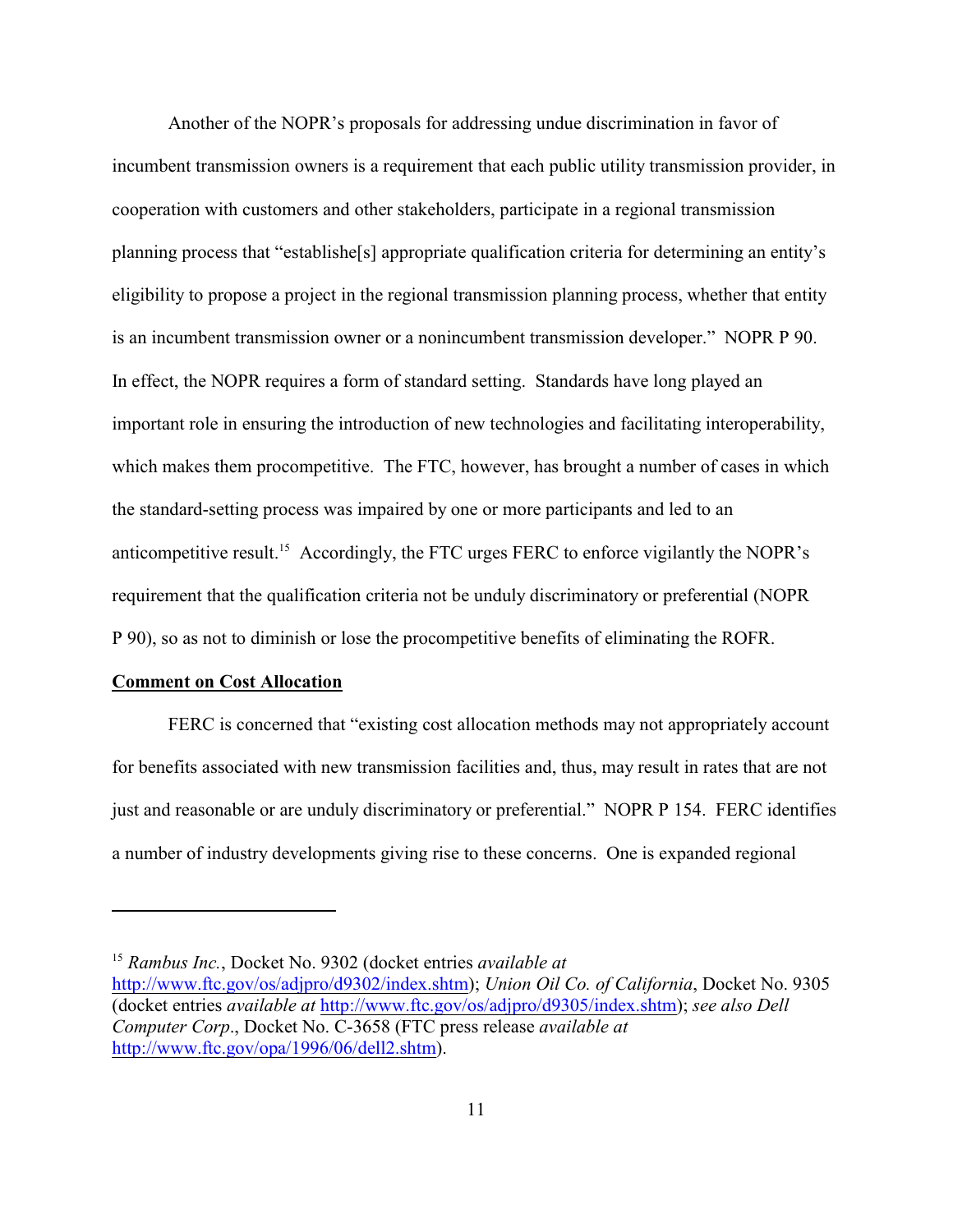Another of the NOPR's proposals for addressing undue discrimination in favor of incumbent transmission owners is a requirement that each public utility transmission provider, in cooperation with customers and other stakeholders, participate in a regional transmission planning process that "establishe[s] appropriate qualification criteria for determining an entity's eligibility to propose a project in the regional transmission planning process, whether that entity is an incumbent transmission owner or a nonincumbent transmission developer." NOPR P 90. In effect, the NOPR requires a form of standard setting. Standards have long played an important role in ensuring the introduction of new technologies and facilitating interoperability, which makes them procompetitive. The FTC, however, has brought a number of cases in which the standard-setting process was impaired by one or more participants and led to an anticompetitive result.[15] Accordingly, the FTC urges FERC to enforce vigilantly the NOPR's requirement that the qualification criteria not be unduly discriminatory or preferential (NOPR P 90), so as not to diminish or lose the procompetitive benefits of eliminating the ROFR.

**Comment on Cost Allocation**

FERC is concerned that "existing cost allocation methods may not appropriately account for benefits associated with new transmission facilities and, thus, may result in rates that are not just and reasonable or are unduly discriminatory or preferential." NOPR P 154. FERC identifies a number of industry developments giving rise to these concerns. One is expanded regional

---

[15] *Rambus Inc.*, Docket No. 9302 (docket entries *available at* http://www.ftc.gov/os/adjpro/d9302/index.shtm); *Union Oil Co. of California*, Docket No. 9305 (docket entries *available at* http://www.ftc.gov/os/adjpro/d9305/index.shtm); *see also Dell Computer Corp*., Docket No. C-3658 (FTC press release *available at* http://www.ftc.gov/opa/1996/06/dell2.shtm).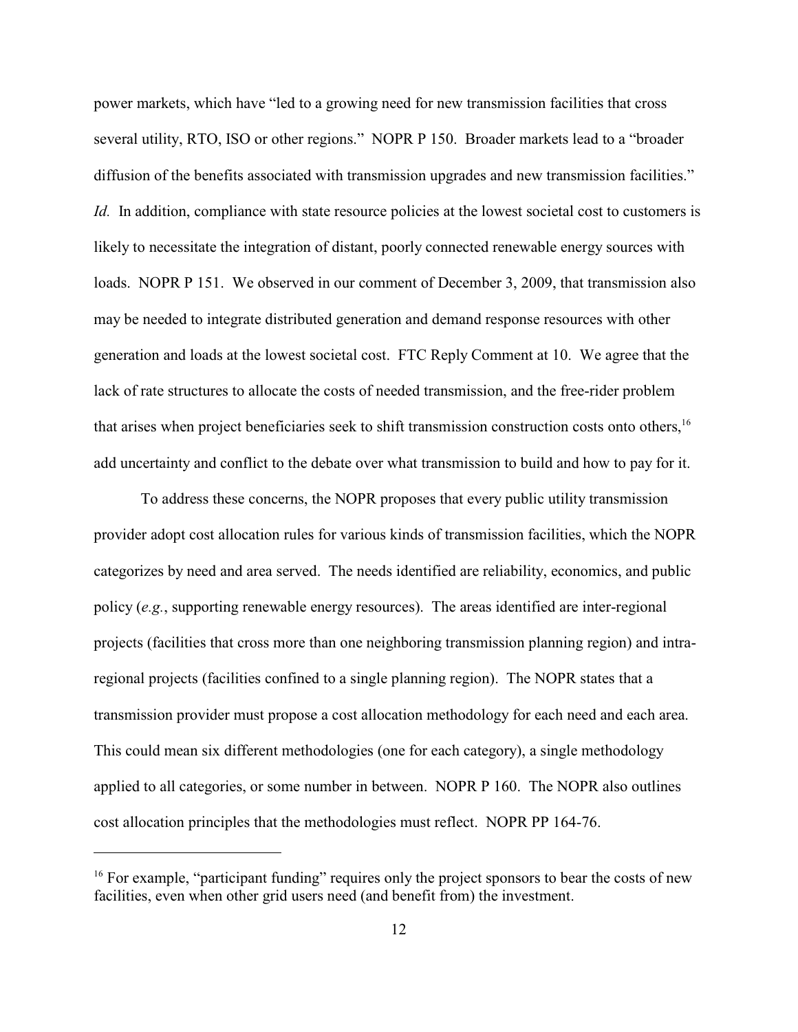power markets, which have "led to a growing need for new transmission facilities that cross several utility, RTO, ISO or other regions." NOPR P 150. Broader markets lead to a "broader diffusion of the benefits associated with transmission upgrades and new transmission facilities." *Id.* In addition, compliance with state resource policies at the lowest societal cost to customers is likely to necessitate the integration of distant, poorly connected renewable energy sources with loads. NOPR P 151. We observed in our comment of December 3, 2009, that transmission also may be needed to integrate distributed generation and demand response resources with other generation and loads at the lowest societal cost. FTC Reply Comment at 10. We agree that the lack of rate structures to allocate the costs of needed transmission, and the free-rider problem that arises when project beneficiaries seek to shift transmission construction costs onto others,[16] add uncertainty and conflict to the debate over what transmission to build and how to pay for it.

To address these concerns, the NOPR proposes that every public utility transmission provider adopt cost allocation rules for various kinds of transmission facilities, which the NOPR categorizes by need and area served. The needs identified are reliability, economics, and public policy (*e.g.*, supporting renewable energy resources). The areas identified are inter-regional projects (facilities that cross more than one neighboring transmission planning region) and intra-regional projects (facilities confined to a single planning region). The NOPR states that a transmission provider must propose a cost allocation methodology for each need and each area. This could mean six different methodologies (one for each category), a single methodology applied to all categories, or some number in between. NOPR P 160. The NOPR also outlines cost allocation principles that the methodologies must reflect. NOPR PP 164-76.

---

[16] For example, "participant funding" requires only the project sponsors to bear the costs of new facilities, even when other grid users need (and benefit from) the investment.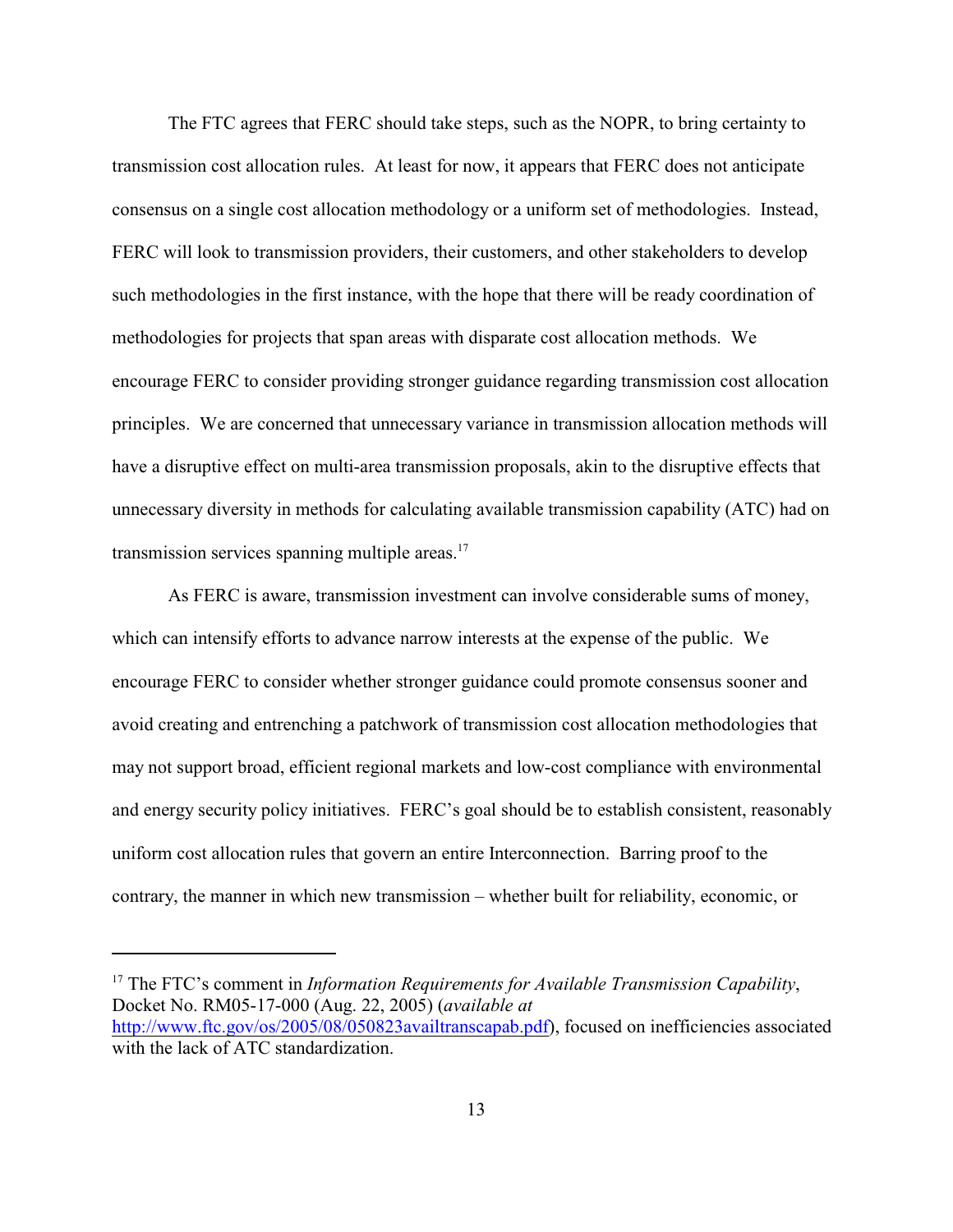The FTC agrees that FERC should take steps, such as the NOPR, to bring certainty to transmission cost allocation rules. At least for now, it appears that FERC does not anticipate consensus on a single cost allocation methodology or a uniform set of methodologies. Instead, FERC will look to transmission providers, their customers, and other stakeholders to develop such methodologies in the first instance, with the hope that there will be ready coordination of methodologies for projects that span areas with disparate cost allocation methods. We encourage FERC to consider providing stronger guidance regarding transmission cost allocation principles. We are concerned that unnecessary variance in transmission allocation methods will have a disruptive effect on multi-area transmission proposals, akin to the disruptive effects that unnecessary diversity in methods for calculating available transmission capability (ATC) had on transmission services spanning multiple areas.[17]

As FERC is aware, transmission investment can involve considerable sums of money, which can intensify efforts to advance narrow interests at the expense of the public. We encourage FERC to consider whether stronger guidance could promote consensus sooner and avoid creating and entrenching a patchwork of transmission cost allocation methodologies that may not support broad, efficient regional markets and low-cost compliance with environmental and energy security policy initiatives. FERC's goal should be to establish consistent, reasonably uniform cost allocation rules that govern an entire Interconnection. Barring proof to the contrary, the manner in which new transmission – whether built for reliability, economic, or

---

[17] The FTC's comment in *Information Requirements for Available Transmission Capability*, Docket No. RM05-17-000 (Aug. 22, 2005) (*available at* http://www.ftc.gov/os/2005/08/050823availtranscapab.pdf), focused on inefficiencies associated with the lack of ATC standardization.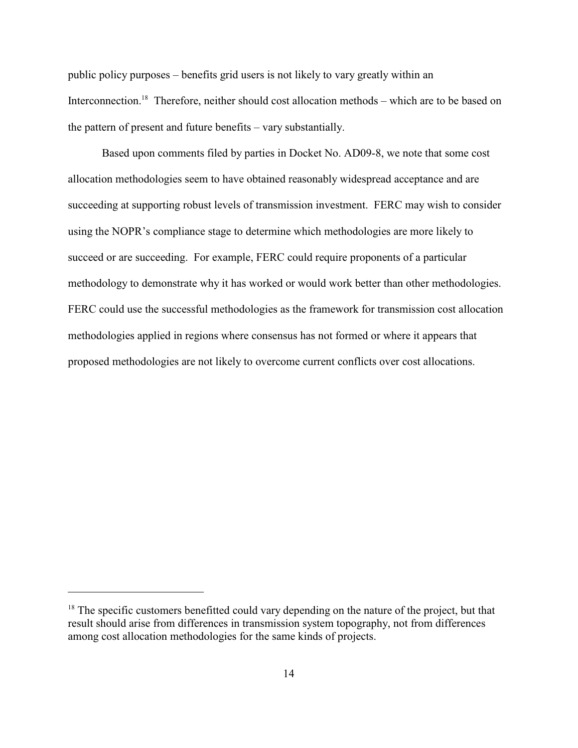public policy purposes – benefits grid users is not likely to vary greatly within an Interconnection.[18] Therefore, neither should cost allocation methods – which are to be based on the pattern of present and future benefits – vary substantially.

Based upon comments filed by parties in Docket No. AD09-8, we note that some cost allocation methodologies seem to have obtained reasonably widespread acceptance and are succeeding at supporting robust levels of transmission investment. FERC may wish to consider using the NOPR's compliance stage to determine which methodologies are more likely to succeed or are succeeding. For example, FERC could require proponents of a particular methodology to demonstrate why it has worked or would work better than other methodologies. FERC could use the successful methodologies as the framework for transmission cost allocation methodologies applied in regions where consensus has not formed or where it appears that proposed methodologies are not likely to overcome current conflicts over cost allocations.

---

[18] The specific customers benefitted could vary depending on the nature of the project, but that result should arise from differences in transmission system topography, not from differences among cost allocation methodologies for the same kinds of projects.